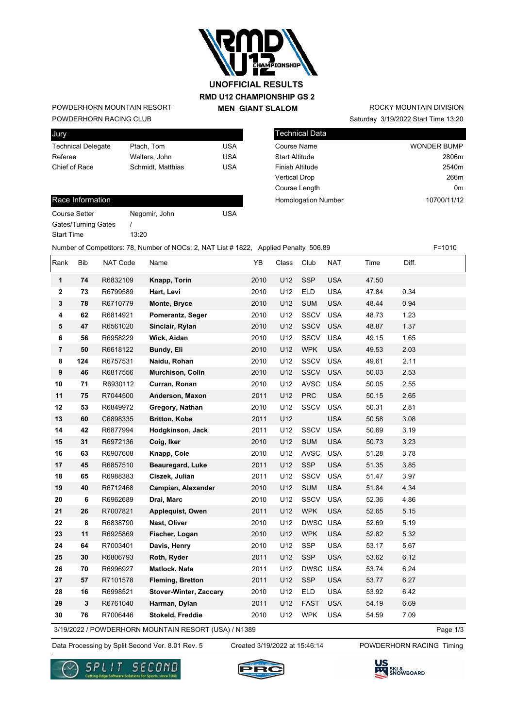# UNOFFICIAL RESULTS

## RMD U12 CHAMPIONSHIP GS 2

## MEN GIANT SLALOM

POWDERHORN MOUNTAIN RESORT
POWDERHORN RACING CLUB

ROCKY MOUNTAIN DIVISION
Saturday 3/19/2022 Start Time 13:20

| Jury | | |
|---|---|---|
| Technical Delegate | Ptach, Tom | USA |
| Referee | Walters, John | USA |
| Chief of Race | Schmidt, Matthias | USA |

| Technical Data | |
|---|---|
| Course Name | WONDER BUMP |
| Start Altitude | 2806m |
| Finish Altitude | 2540m |
| Vertical Drop | 266m |
| Course Length | 0m |
| Homologation Number | 10700/11/12 |

| Race Information | | |
|---|---|---|
| Course Setter | Negomir, John | USA |
| Gates/Turning Gates | / | |
| Start Time | 13:20 | |

Number of Competitors: 78, Number of NOCs: 2, NAT List # 1822, Applied Penalty 506.89 F=1010

| Rank | Bib | NAT Code | Name | YB | Class | Club | NAT | Time | Diff. |
|---|---|---|---|---|---|---|---|---|---|
| 1 | 74 | R6832109 | **Knapp, Torin** | 2010 | U12 | SSP | USA | 47.50 | |
| 2 | 73 | R6799589 | **Hart, Levi** | 2010 | U12 | ELD | USA | 47.84 | 0.34 |
| 3 | 78 | R6710779 | **Monte, Bryce** | 2010 | U12 | SUM | USA | 48.44 | 0.94 |
| 4 | 62 | R6814921 | **Pomerantz, Seger** | 2010 | U12 | SSCV | USA | 48.73 | 1.23 |
| 5 | 47 | R6561020 | **Sinclair, Rylan** | 2010 | U12 | SSCV | USA | 48.87 | 1.37 |
| 6 | 56 | R6958229 | **Wick, Aidan** | 2010 | U12 | SSCV | USA | 49.15 | 1.65 |
| 7 | 50 | R6618122 | **Bundy, Eli** | 2010 | U12 | WPK | USA | 49.53 | 2.03 |
| 8 | 124 | R6757531 | **Naidu, Rohan** | 2010 | U12 | SSCV | USA | 49.61 | 2.11 |
| 9 | 46 | R6817556 | **Murchison, Colin** | 2010 | U12 | SSCV | USA | 50.03 | 2.53 |
| 10 | 71 | R6930112 | **Curran, Ronan** | 2010 | U12 | AVSC | USA | 50.05 | 2.55 |
| 11 | 75 | R7044500 | **Anderson, Maxon** | 2011 | U12 | PRC | USA | 50.15 | 2.65 |
| 12 | 53 | R6849972 | **Gregory, Nathan** | 2010 | U12 | SSCV | USA | 50.31 | 2.81 |
| 13 | 60 | C6898335 | **Britton, Kobe** | 2011 | U12 | | USA | 50.58 | 3.08 |
| 14 | 42 | R6877994 | **Hodgkinson, Jack** | 2011 | U12 | SSCV | USA | 50.69 | 3.19 |
| 15 | 31 | R6972136 | **Coig, Iker** | 2010 | U12 | SUM | USA | 50.73 | 3.23 |
| 16 | 63 | R6907608 | **Knapp, Cole** | 2010 | U12 | AVSC | USA | 51.28 | 3.78 |
| 17 | 45 | R6857510 | **Beauregard, Luke** | 2011 | U12 | SSP | USA | 51.35 | 3.85 |
| 18 | 65 | R6988383 | **Ciszek, Julian** | 2011 | U12 | SSCV | USA | 51.47 | 3.97 |
| 19 | 40 | R6712468 | **Campian, Alexander** | 2010 | U12 | SUM | USA | 51.84 | 4.34 |
| 20 | 6 | R6962689 | **Drai, Marc** | 2010 | U12 | SSCV | USA | 52.36 | 4.86 |
| 21 | 26 | R7007821 | **Applequist, Owen** | 2011 | U12 | WPK | USA | 52.65 | 5.15 |
| 22 | 8 | R6838790 | **Nast, Oliver** | 2010 | U12 | DWSC | USA | 52.69 | 5.19 |
| 23 | 11 | R6925869 | **Fischer, Logan** | 2010 | U12 | WPK | USA | 52.82 | 5.32 |
| 24 | 64 | R7003401 | **Davis, Henry** | 2010 | U12 | SSP | USA | 53.17 | 5.67 |
| 25 | 30 | R6806793 | **Roth, Ryder** | 2011 | U12 | SSP | USA | 53.62 | 6.12 |
| 26 | 70 | R6996927 | **Matlock, Nate** | 2011 | U12 | DWSC | USA | 53.74 | 6.24 |
| 27 | 57 | R7101578 | **Fleming, Bretton** | 2011 | U12 | SSP | USA | 53.77 | 6.27 |
| 28 | 16 | R6998521 | **Stover-Winter, Zaccary** | 2010 | U12 | ELD | USA | 53.92 | 6.42 |
| 29 | 3 | R6761040 | **Harman, Dylan** | 2011 | U12 | FAST | USA | 54.19 | 6.69 |
| 30 | 76 | R7006446 | **Stokeld, Freddie** | 2010 | U12 | WPK | USA | 54.59 | 7.09 |

3/19/2022 / POWDERHORN MOUNTAIN RESORT (USA) / N1389

Data Processing by Split Second Ver. 8.01 Rev. 5 Created 3/19/2022 at 15:46:14 POWDERHORN RACING Timing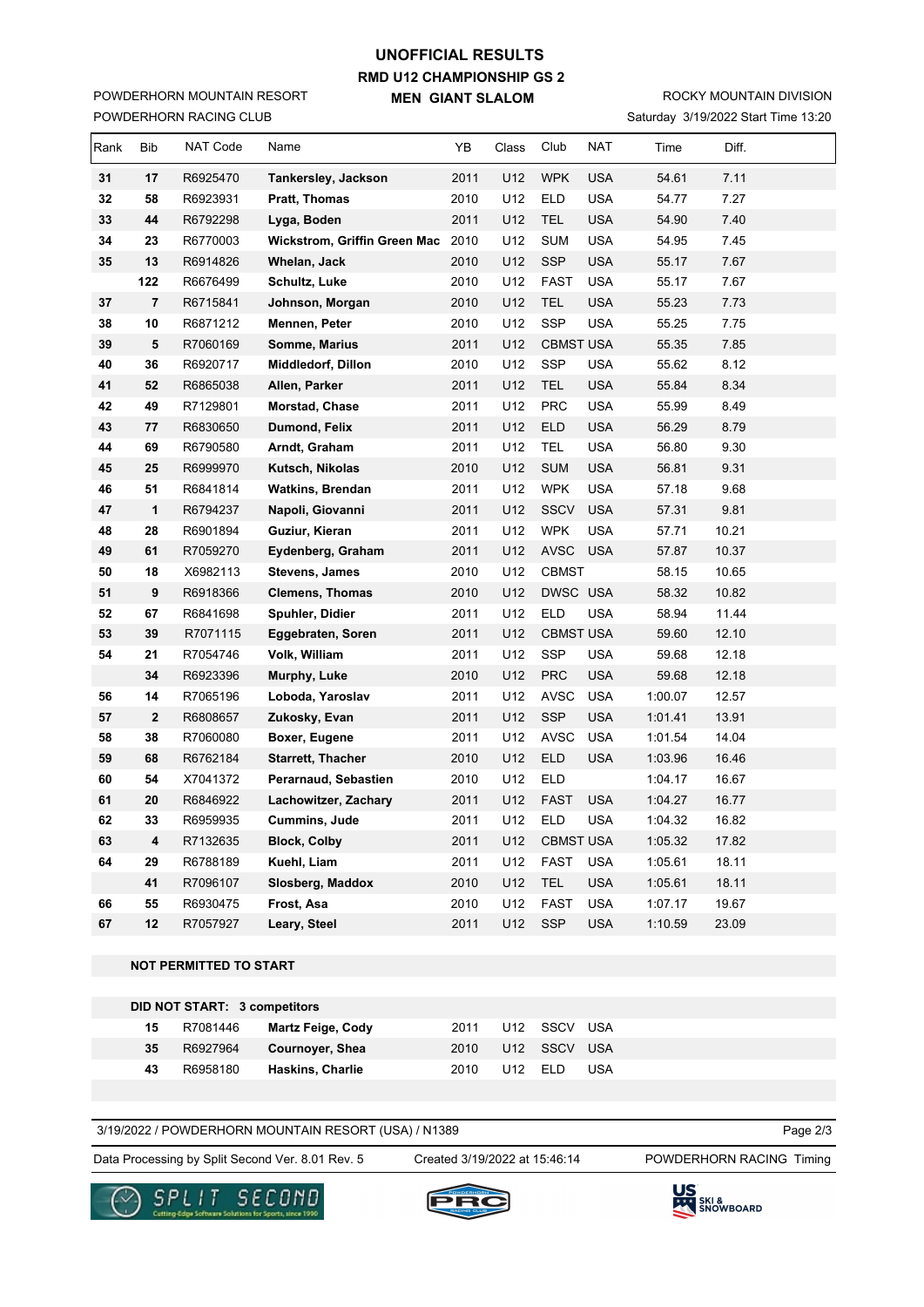# UNOFFICIAL RESULTS

## RMD U12 CHAMPIONSHIP GS 2

### MEN GIANT SLALOM

POWDERHORN MOUNTAIN RESORT
POWDERHORN RACING CLUB

ROCKY MOUNTAIN DIVISION
Saturday 3/19/2022 Start Time 13:20

| Rank | Bib | NAT Code | Name | YB | Class | Club | NAT | Time | Diff. |
|---|---|---|---|---|---|---|---|---|---|
| 31 | 17 | R6925470 | **Tankersley, Jackson** | 2011 | U12 | WPK | USA | 54.61 | 7.11 |
| 32 | 58 | R6923931 | **Pratt, Thomas** | 2010 | U12 | ELD | USA | 54.77 | 7.27 |
| 33 | 44 | R6792298 | **Lyga, Boden** | 2011 | U12 | TEL | USA | 54.90 | 7.40 |
| 34 | 23 | R6770003 | **Wickstrom, Griffin Green Mac** | 2010 | U12 | SUM | USA | 54.95 | 7.45 |
| 35 | 13 | R6914826 | **Whelan, Jack** | 2010 | U12 | SSP | USA | 55.17 | 7.67 |
| | 122 | R6676499 | **Schultz, Luke** | 2010 | U12 | FAST | USA | 55.17 | 7.67 |
| 37 | 7 | R6715841 | **Johnson, Morgan** | 2010 | U12 | TEL | USA | 55.23 | 7.73 |
| 38 | 10 | R6871212 | **Mennen, Peter** | 2010 | U12 | SSP | USA | 55.25 | 7.75 |
| 39 | 5 | R7060169 | **Somme, Marius** | 2011 | U12 | CBMST | USA | 55.35 | 7.85 |
| 40 | 36 | R6920717 | **Middledorf, Dillon** | 2010 | U12 | SSP | USA | 55.62 | 8.12 |
| 41 | 52 | R6865038 | **Allen, Parker** | 2011 | U12 | TEL | USA | 55.84 | 8.34 |
| 42 | 49 | R7129801 | **Morstad, Chase** | 2011 | U12 | PRC | USA | 55.99 | 8.49 |
| 43 | 77 | R6830650 | **Dumond, Felix** | 2011 | U12 | ELD | USA | 56.29 | 8.79 |
| 44 | 69 | R6790580 | **Arndt, Graham** | 2011 | U12 | TEL | USA | 56.80 | 9.30 |
| 45 | 25 | R6999970 | **Kutsch, Nikolas** | 2010 | U12 | SUM | USA | 56.81 | 9.31 |
| 46 | 51 | R6841814 | **Watkins, Brendan** | 2011 | U12 | WPK | USA | 57.18 | 9.68 |
| 47 | 1 | R6794237 | **Napoli, Giovanni** | 2011 | U12 | SSCV | USA | 57.31 | 9.81 |
| 48 | 28 | R6901894 | **Guziur, Kieran** | 2011 | U12 | WPK | USA | 57.71 | 10.21 |
| 49 | 61 | R7059270 | **Eydenberg, Graham** | 2011 | U12 | AVSC | USA | 57.87 | 10.37 |
| 50 | 18 | X6982113 | **Stevens, James** | 2010 | U12 | CBMST | | 58.15 | 10.65 |
| 51 | 9 | R6918366 | **Clemens, Thomas** | 2010 | U12 | DWSC | USA | 58.32 | 10.82 |
| 52 | 67 | R6841698 | **Spuhler, Didier** | 2011 | U12 | ELD | USA | 58.94 | 11.44 |
| 53 | 39 | R7071115 | **Eggebraten, Soren** | 2011 | U12 | CBMST | USA | 59.60 | 12.10 |
| 54 | 21 | R7054746 | **Volk, William** | 2011 | U12 | SSP | USA | 59.68 | 12.18 |
| | 34 | R6923396 | **Murphy, Luke** | 2010 | U12 | PRC | USA | 59.68 | 12.18 |
| 56 | 14 | R7065196 | **Loboda, Yaroslav** | 2011 | U12 | AVSC | USA | 1:00.07 | 12.57 |
| 57 | 2 | R6808657 | **Zukosky, Evan** | 2011 | U12 | SSP | USA | 1:01.41 | 13.91 |
| 58 | 38 | R7060080 | **Boxer, Eugene** | 2011 | U12 | AVSC | USA | 1:01.54 | 14.04 |
| 59 | 68 | R6762184 | **Starrett, Thacher** | 2010 | U12 | ELD | USA | 1:03.96 | 16.46 |
| 60 | 54 | X7041372 | **Perarnaud, Sebastien** | 2010 | U12 | ELD | | 1:04.17 | 16.67 |
| 61 | 20 | R6846922 | **Lachowitzer, Zachary** | 2011 | U12 | FAST | USA | 1:04.27 | 16.77 |
| 62 | 33 | R6959935 | **Cummins, Jude** | 2011 | U12 | ELD | USA | 1:04.32 | 16.82 |
| 63 | 4 | R7132635 | **Block, Colby** | 2011 | U12 | CBMST | USA | 1:05.32 | 17.82 |
| 64 | 29 | R6788189 | **Kuehl, Liam** | 2011 | U12 | FAST | USA | 1:05.61 | 18.11 |
| | 41 | R7096107 | **Slosberg, Maddox** | 2010 | U12 | TEL | USA | 1:05.61 | 18.11 |
| 66 | 55 | R6930475 | **Frost, Asa** | 2010 | U12 | FAST | USA | 1:07.17 | 19.67 |
| 67 | 12 | R7057927 | **Leary, Steel** | 2011 | U12 | SSP | USA | 1:10.59 | 23.09 |

**NOT PERMITTED TO START**

**DID NOT START: 3 competitors**

| Bib | NAT Code | Name | YB | Class | Club | NAT |
|---|---|---|---|---|---|---|
| 15 | R7081446 | **Martz Feige, Cody** | 2011 | U12 | SSCV | USA |
| 35 | R6927964 | **Cournoyer, Shea** | 2010 | U12 | SSCV | USA |
| 43 | R6958180 | **Haskins, Charlie** | 2010 | U12 | ELD | USA |

3/19/2022 / POWDERHORN MOUNTAIN RESORT (USA) / N1389

Data Processing by Split Second Ver. 8.01 Rev. 5 — Created 3/19/2022 at 15:46:14 — POWDERHORN RACING Timing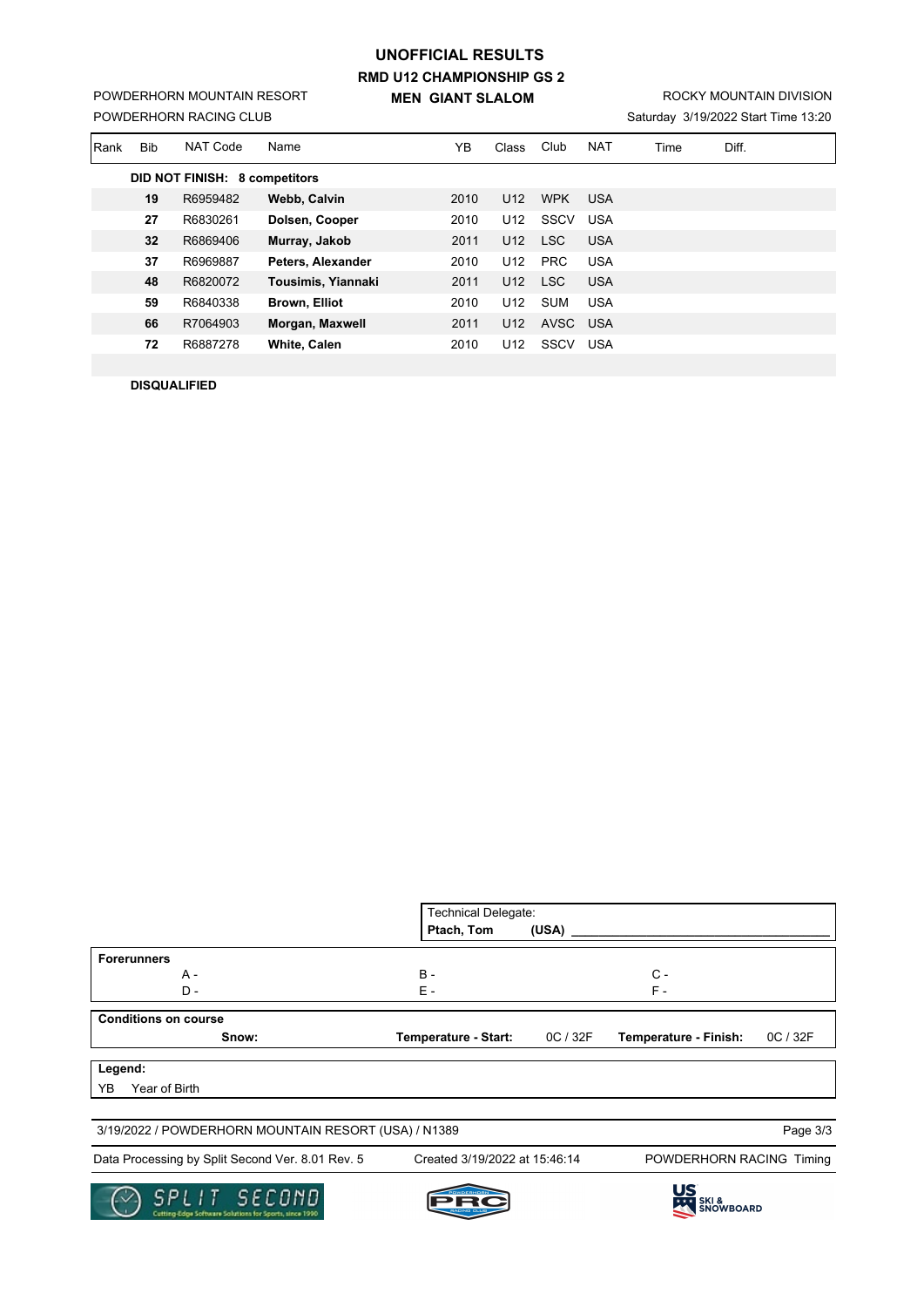# UNOFFICIAL RESULTS

## RMD U12 CHAMPIONSHIP GS 2

### MEN GIANT SLALOM

POWDERHORN MOUNTAIN RESORT
POWDERHORN RACING CLUB

ROCKY MOUNTAIN DIVISION
Saturday 3/19/2022 Start Time 13:20

| Rank | Bib | NAT Code | Name | YB | Class | Club | NAT | Time | Diff. |
|---|---|---|---|---|---|---|---|---|---|
| **DID NOT FINISH: 8 competitors** | | | | | | | | | |
| | **19** | R6959482 | **Webb, Calvin** | 2010 | U12 | WPK | USA | | |
| | **27** | R6830261 | **Dolsen, Cooper** | 2010 | U12 | SSCV | USA | | |
| | **32** | R6869406 | **Murray, Jakob** | 2011 | U12 | LSC | USA | | |
| | **37** | R6969887 | **Peters, Alexander** | 2010 | U12 | PRC | USA | | |
| | **48** | R6820072 | **Tousimis, Yiannaki** | 2011 | U12 | LSC | USA | | |
| | **59** | R6840338 | **Brown, Elliot** | 2010 | U12 | SUM | USA | | |
| | **66** | R7064903 | **Morgan, Maxwell** | 2011 | U12 | AVSC | USA | | |
| | **72** | R6887278 | **White, Calen** | 2010 | U12 | SSCV | USA | | |

**DISQUALIFIED**

Technical Delegate:
**Ptach, Tom (USA)**

**Forerunners**

A -
B -
C -
D -
E -
F -

**Conditions on course**

**Snow:** **Temperature - Start:** 0C / 32F **Temperature - Finish:** 0C / 32F

**Legend:**
YB Year of Birth

3/19/2022 / POWDERHORN MOUNTAIN RESORT (USA) / N1389

Data Processing by Split Second Ver. 8.01 Rev. 5 Created 3/19/2022 at 15:46:14 POWDERHORN RACING Timing